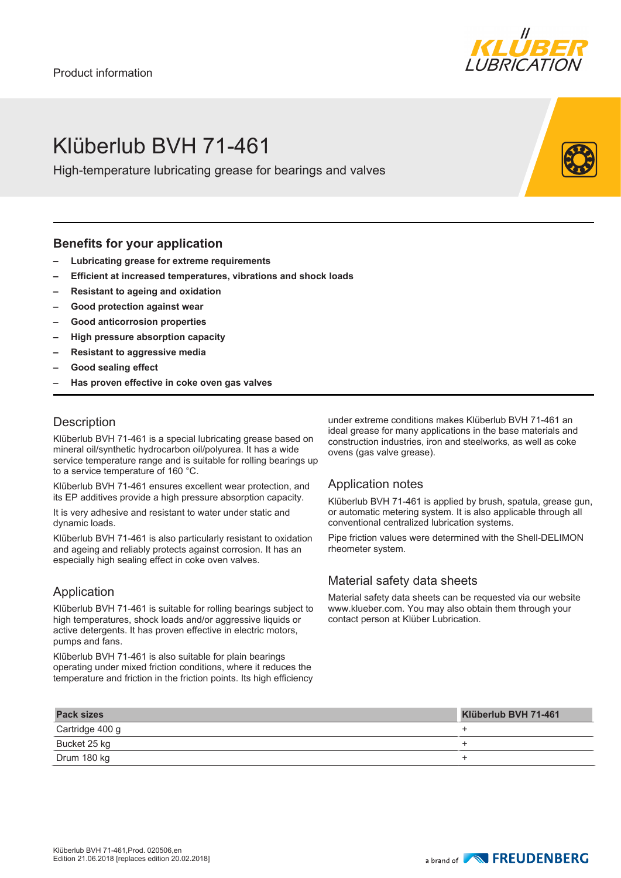Product information

# Klüberlub BVH 71-461

High-temperature lubricating grease for bearings and valves

## Benefits for your application

- **Lubricating grease for extreme requirements**
- **Efficient at increased temperatures, vibrations and shock loads**
- **Resistant to ageing and oxidation**
- **Good protection against wear**
- **Good anticorrosion properties**
- **High pressure absorption capacity**
- **Resistant to aggressive media**
- **Good sealing effect**
- **Has proven effective in coke oven gas valves**

## Description

Klüberlub BVH 71-461 is a special lubricating grease based on mineral oil/synthetic hydrocarbon oil/polyurea. It has a wide service temperature range and is suitable for rolling bearings up to a service temperature of 160 °C.

Klüberlub BVH 71-461 ensures excellent wear protection, and its EP additives provide a high pressure absorption capacity.

It is very adhesive and resistant to water under static and dynamic loads.

Klüberlub BVH 71-461 is also particularly resistant to oxidation and ageing and reliably protects against corrosion. It has an especially high sealing effect in coke oven valves.

## Application

Klüberlub BVH 71-461 is suitable for rolling bearings subject to high temperatures, shock loads and/or aggressive liquids or active detergents. It has proven effective in electric motors, pumps and fans.

Klüberlub BVH 71-461 is also suitable for plain bearings operating under mixed friction conditions, where it reduces the temperature and friction in the friction points. Its high efficiency under extreme conditions makes Klüberlub BVH 71-461 an ideal grease for many applications in the base materials and construction industries, iron and steelworks, as well as coke ovens (gas valve grease).

## Application notes

Klüberlub BVH 71-461 is applied by brush, spatula, grease gun, or automatic metering system. It is also applicable through all conventional centralized lubrication systems.

Pipe friction values were determined with the Shell-DELIMON rheometer system.

## Material safety data sheets

Material safety data sheets can be requested via our website www.klueber.com. You may also obtain them through your contact person at Klüber Lubrication.

| Pack sizes | Klüberlub BVH 71-461 |
|---|---|
| Cartridge 400 g | + |
| Bucket 25 kg | + |
| Drum 180 kg | + |

Klüberlub BVH 71-461,Prod. 020506,en
Edition 21.06.2018 [replaces edition 20.02.2018]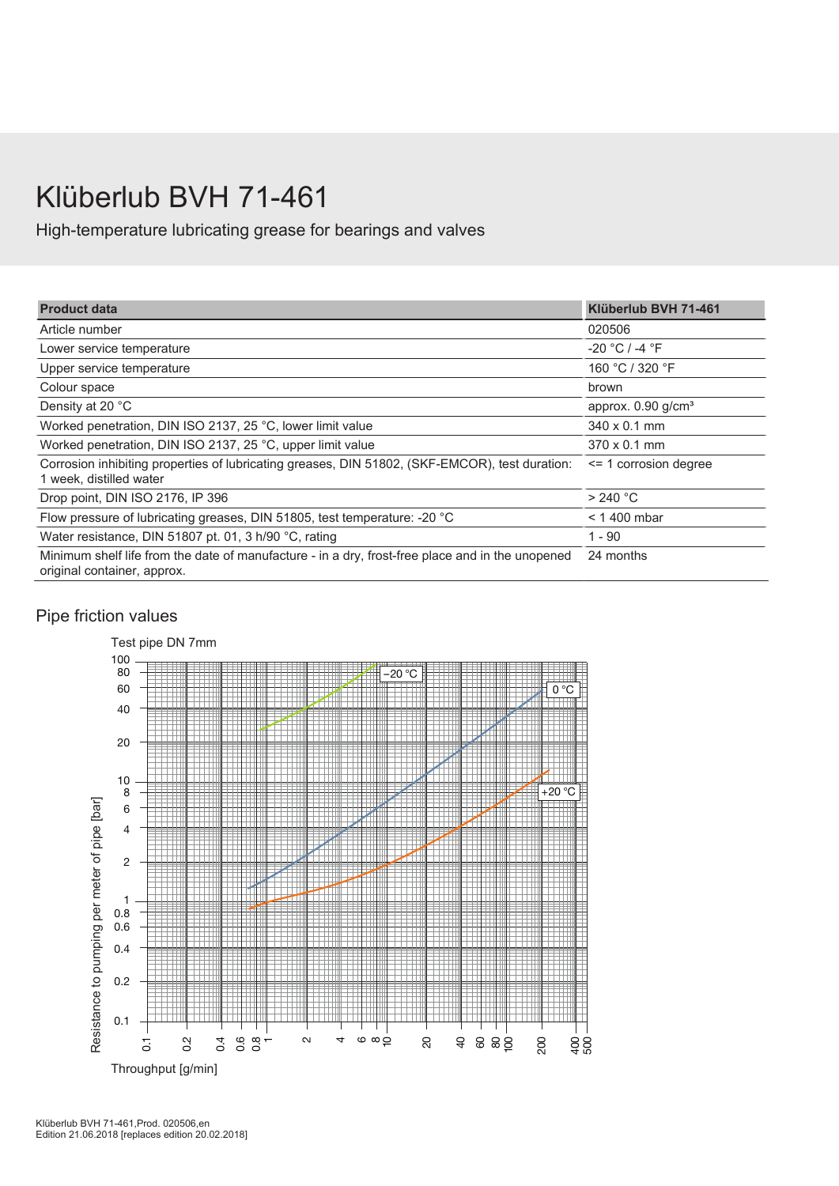# Klüberlub BVH 71-461

High-temperature lubricating grease for bearings and valves

| Product data | Klüberlub BVH 71-461 |
|---|---|
| Article number | 020506 |
| Lower service temperature | -20 °C / -4 °F |
| Upper service temperature | 160 °C / 320 °F |
| Colour space | brown |
| Density at 20 °C | approx. 0.90 g/cm³ |
| Worked penetration, DIN ISO 2137, 25 °C, lower limit value | 340 x 0.1 mm |
| Worked penetration, DIN ISO 2137, 25 °C, upper limit value | 370 x 0.1 mm |
| Corrosion inhibiting properties of lubricating greases, DIN 51802, (SKF-EMCOR), test duration: 1 week, distilled water | <= 1 corrosion degree |
| Drop point, DIN ISO 2176, IP 396 | > 240 °C |
| Flow pressure of lubricating greases, DIN 51805, test temperature: -20 °C | < 1 400 mbar |
| Water resistance, DIN 51807 pt. 01, 3 h/90 °C, rating | 1 - 90 |
| Minimum shelf life from the date of manufacture - in a dry, frost-free place and in the unopened original container, approx. | 24 months |

## Pipe friction values

Test pipe DN 7mm

Resistance to pumping per meter of pipe [bar] vs. Throughput [g/min]

Curves: −20 °C, 0 °C, +20 °C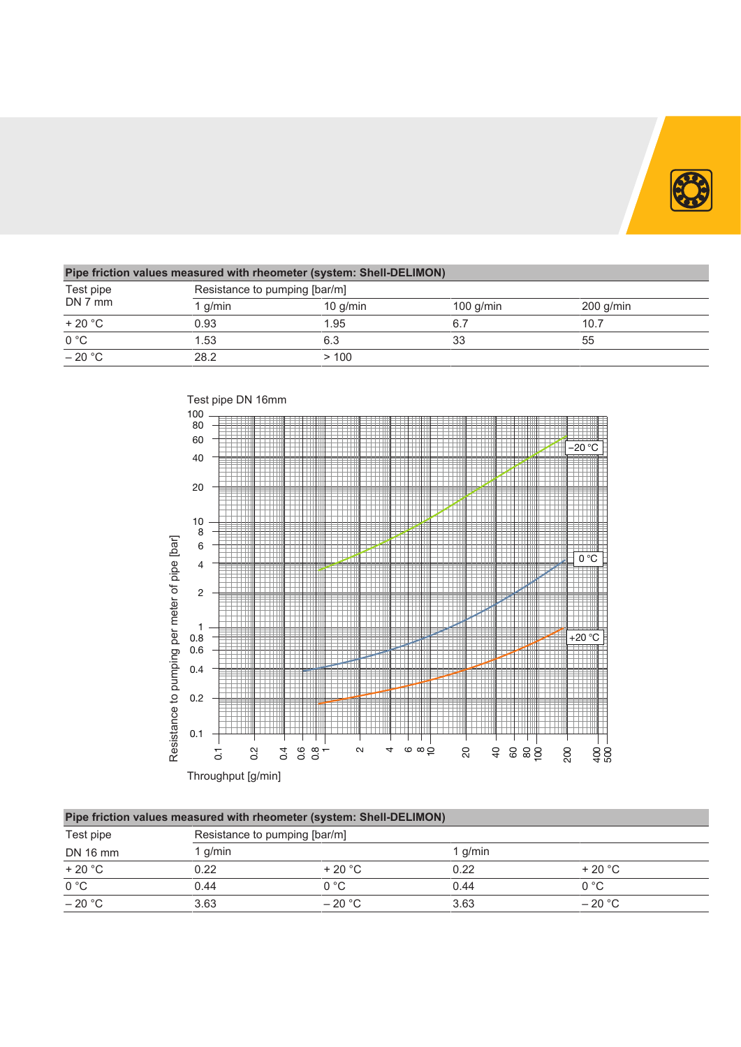| Pipe friction values measured with rheometer (system: Shell-DELIMON) | | | | |
|---|---|---|---|---|
| Test pipe DN 7 mm | Resistance to pumping [bar/m] | | | |
| | 1 g/min | 10 g/min | 100 g/min | 200 g/min |
| + 20 °C | 0.93 | 1.95 | 6.7 | 10.7 |
| 0 °C | 1.53 | 6.3 | 33 | 55 |
| – 20 °C | 28.2 | > 100 | | |

Test pipe DN 16mm

Resistance to pumping per meter of pipe [bar]

Throughput [g/min]

| Pipe friction values measured with rheometer (system: Shell-DELIMON) | | | | |
|---|---|---|---|---|
| Test pipe | Resistance to pumping [bar/m] | | | |
| DN 16 mm | 1 g/min | | 1 g/min | |
| + 20 °C | 0.22 | + 20 °C | 0.22 | + 20 °C |
| 0 °C | 0.44 | 0 °C | 0.44 | 0 °C |
| – 20 °C | 3.63 | – 20 °C | 3.63 | – 20 °C |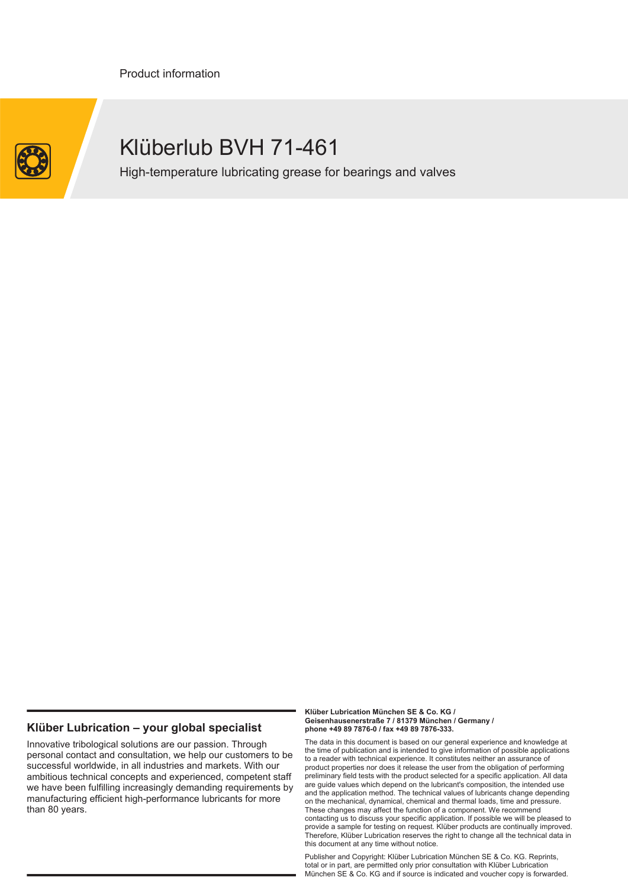Product information

# Klüberlub BVH 71-461

High-temperature lubricating grease for bearings and valves

## Klüber Lubrication – your global specialist

Innovative tribological solutions are our passion. Through personal contact and consultation, we help our customers to be successful worldwide, in all industries and markets. With our ambitious technical concepts and experienced, competent staff we have been fulfilling increasingly demanding requirements by manufacturing efficient high-performance lubricants for more than 80 years.

**Klüber Lubrication München SE & Co. KG / Geisenhausenerstraße 7 / 81379 München / Germany / phone +49 89 7876-0 / fax +49 89 7876-333.**

The data in this document is based on our general experience and knowledge at the time of publication and is intended to give information of possible applications to a reader with technical experience. It constitutes neither an assurance of product properties nor does it release the user from the obligation of performing preliminary field tests with the product selected for a specific application. All data are guide values which depend on the lubricant's composition, the intended use and the application method. The technical values of lubricants change depending on the mechanical, dynamical, chemical and thermal loads, time and pressure. These changes may affect the function of a component. We recommend contacting us to discuss your specific application. If possible we will be pleased to provide a sample for testing on request. Klüber products are continually improved. Therefore, Klüber Lubrication reserves the right to change all the technical data in this document at any time without notice.

Publisher and Copyright: Klüber Lubrication München SE & Co. KG. Reprints, total or in part, are permitted only prior consultation with Klüber Lubrication München SE & Co. KG and if source is indicated and voucher copy is forwarded.